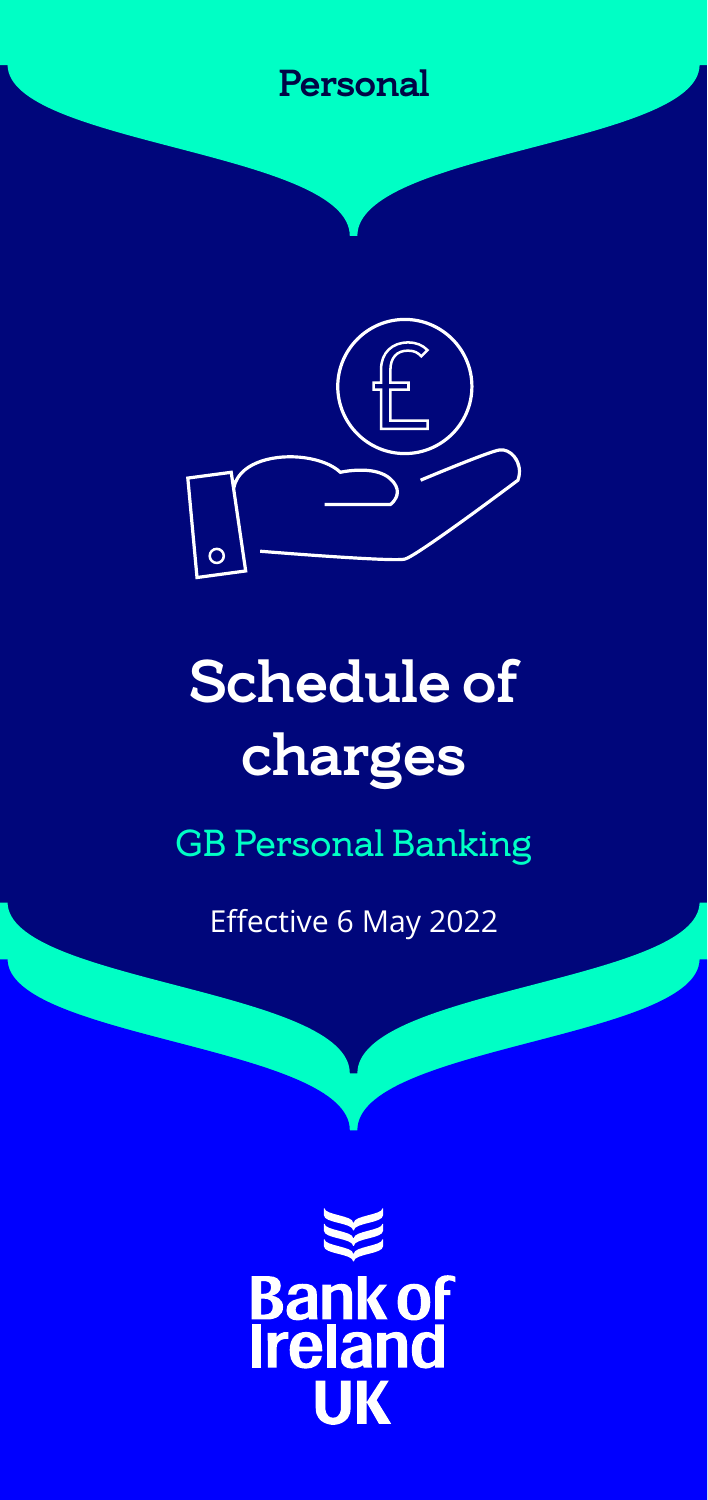Personal

# Schedule of charges

## GB Personal Banking

Effective 6 May 2022

Bank of Ireland UK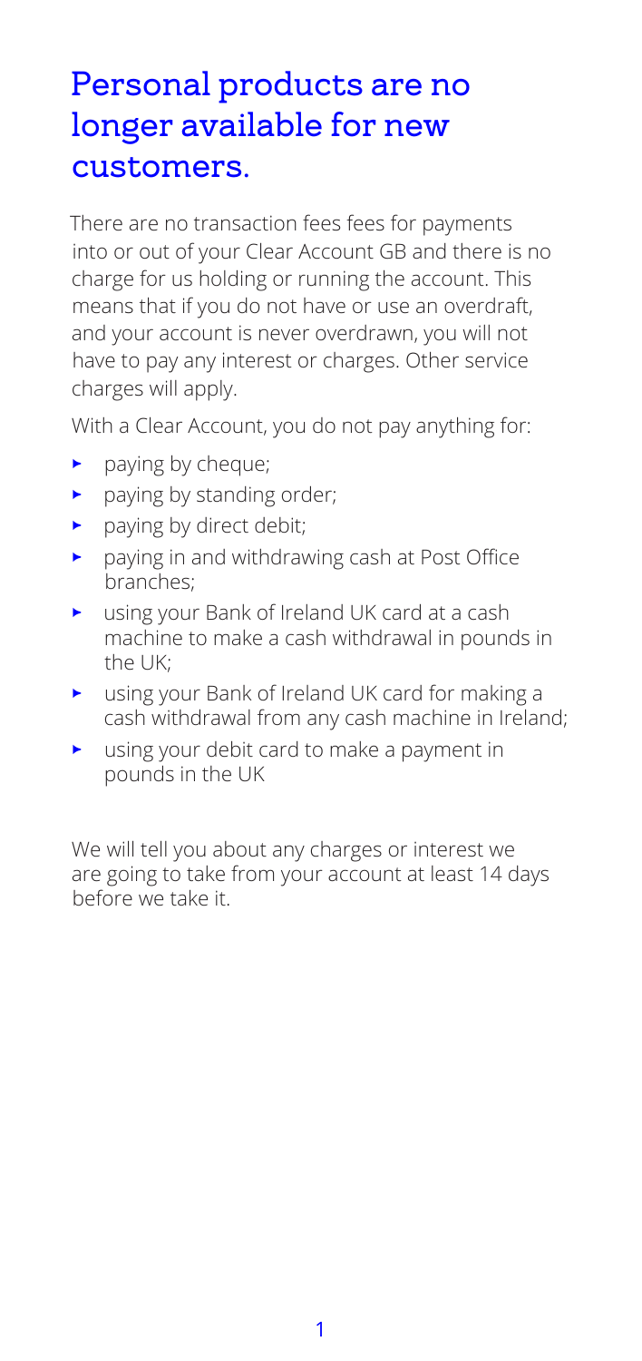# Personal products are no longer available for new customers.

There are no transaction fees fees for payments into or out of your Clear Account GB and there is no charge for us holding or running the account. This means that if you do not have or use an overdraft, and your account is never overdrawn, you will not have to pay any interest or charges. Other service charges will apply.

With a Clear Account, you do not pay anything for:

- paying by cheque;
- paying by standing order;
- paying by direct debit;
- paying in and withdrawing cash at Post Office branches;
- using your Bank of Ireland UK card at a cash machine to make a cash withdrawal in pounds in the UK;
- using your Bank of Ireland UK card for making a cash withdrawal from any cash machine in Ireland;
- using your debit card to make a payment in pounds in the UK

We will tell you about any charges or interest we are going to take from your account at least 14 days before we take it.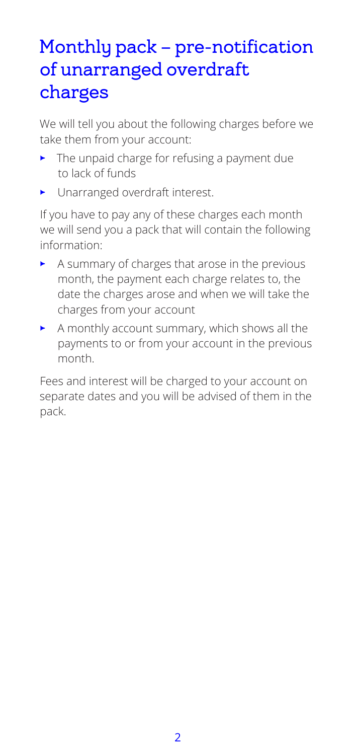# Monthly pack – pre-notification of unarranged overdraft charges

We will tell you about the following charges before we take them from your account:

- The unpaid charge for refusing a payment due to lack of funds
- Unarranged overdraft interest.

If you have to pay any of these charges each month we will send you a pack that will contain the following information:

- A summary of charges that arose in the previous month, the payment each charge relates to, the date the charges arose and when we will take the charges from your account
- A monthly account summary, which shows all the payments to or from your account in the previous month.

Fees and interest will be charged to your account on separate dates and you will be advised of them in the pack.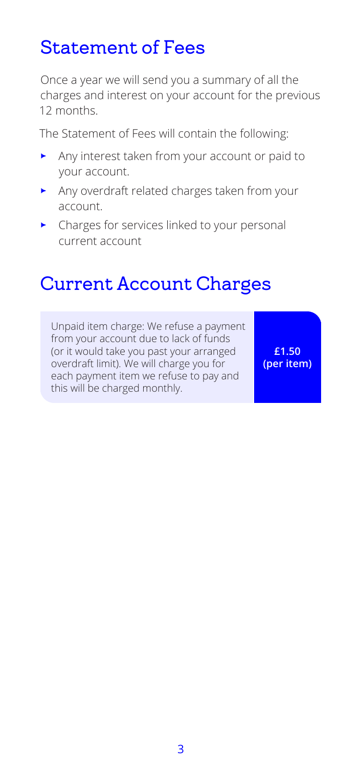## Statement of Fees

Once a year we will send you a summary of all the charges and interest on your account for the previous 12 months.

The Statement of Fees will contain the following:

- Any interest taken from your account or paid to your account.
- Any overdraft related charges taken from your account.
- Charges for services linked to your personal current account

## Current Account Charges

| Unpaid item charge: We refuse a payment from your account due to lack of funds (or it would take you past your arranged overdraft limit). We will charge you for each payment item we refuse to pay and this will be charged monthly. | **£1.50 (per item)** |
|---|---|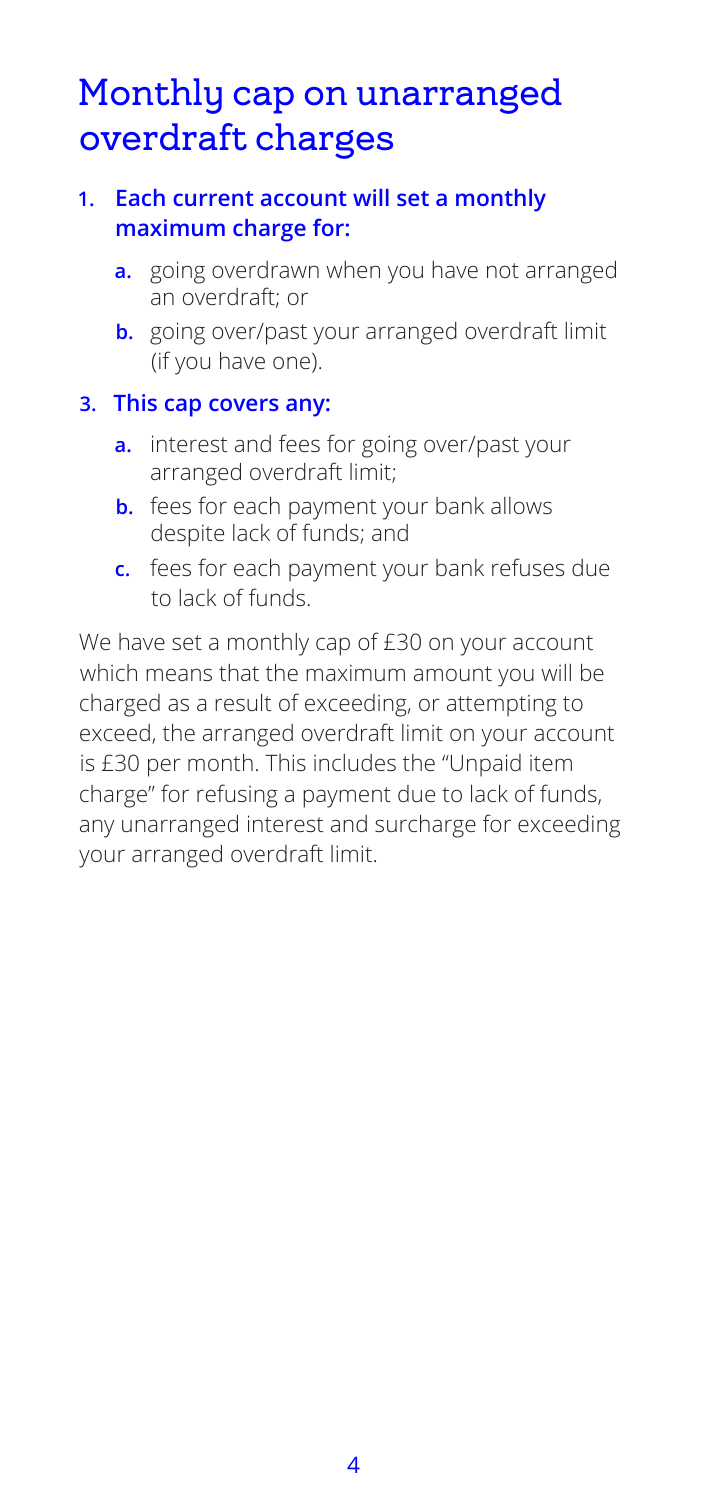# Monthly cap on unarranged overdraft charges

1. **Each current account will set a monthly maximum charge for:**
   - **a.** going overdrawn when you have not arranged an overdraft; or
   - **b.** going over/past your arranged overdraft limit (if you have one).

3. **This cap covers any:**
   - **a.** interest and fees for going over/past your arranged overdraft limit;
   - **b.** fees for each payment your bank allows despite lack of funds; and
   - **c.** fees for each payment your bank refuses due to lack of funds.

We have set a monthly cap of £30 on your account which means that the maximum amount you will be charged as a result of exceeding, or attempting to exceed, the arranged overdraft limit on your account is £30 per month. This includes the "Unpaid item charge" for refusing a payment due to lack of funds, any unarranged interest and surcharge for exceeding your arranged overdraft limit.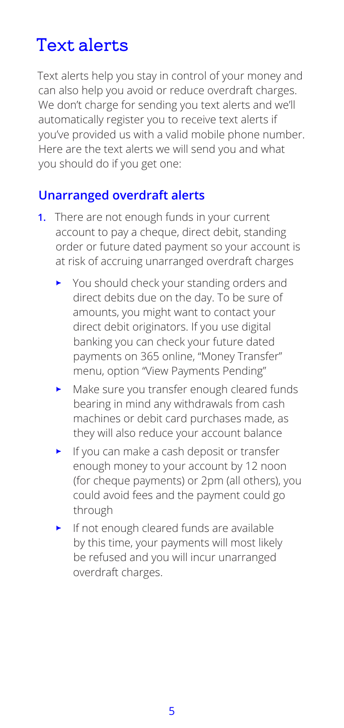# Text alerts

Text alerts help you stay in control of your money and can also help you avoid or reduce overdraft charges. We don't charge for sending you text alerts and we'll automatically register you to receive text alerts if you've provided us with a valid mobile phone number. Here are the text alerts we will send you and what you should do if you get one:

## Unarranged overdraft alerts

1. There are not enough funds in your current account to pay a cheque, direct debit, standing order or future dated payment so your account is at risk of accruing unarranged overdraft charges
   - You should check your standing orders and direct debits due on the day. To be sure of amounts, you might want to contact your direct debit originators. If you use digital banking you can check your future dated payments on 365 online, "Money Transfer" menu, option "View Payments Pending"
   - Make sure you transfer enough cleared funds bearing in mind any withdrawals from cash machines or debit card purchases made, as they will also reduce your account balance
   - If you can make a cash deposit or transfer enough money to your account by 12 noon (for cheque payments) or 2pm (all others), you could avoid fees and the payment could go through
   - If not enough cleared funds are available by this time, your payments will most likely be refused and you will incur unarranged overdraft charges.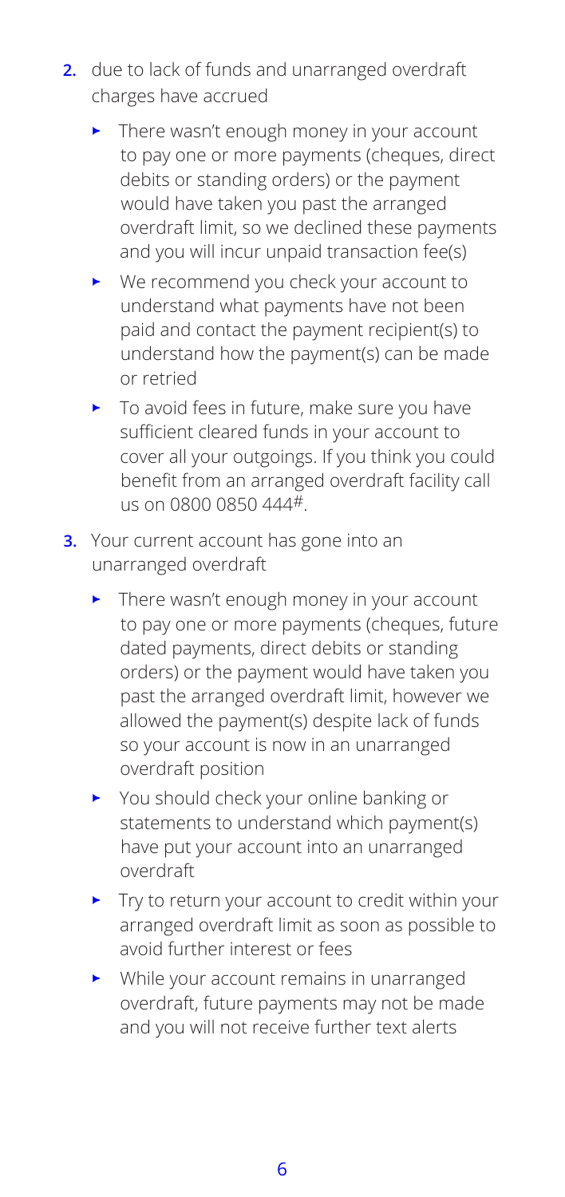2. due to lack of funds and unarranged overdraft charges have accrued
   - There wasn't enough money in your account to pay one or more payments (cheques, direct debits or standing orders) or the payment would have taken you past the arranged overdraft limit, so we declined these payments and you will incur unpaid transaction fee(s)
   - We recommend you check your account to understand what payments have not been paid and contact the payment recipient(s) to understand how the payment(s) can be made or retried
   - To avoid fees in future, make sure you have sufficient cleared funds in your account to cover all your outgoings. If you think you could benefit from an arranged overdraft facility call us on 0800 0850 444[#].
3. Your current account has gone into an unarranged overdraft
   - There wasn't enough money in your account to pay one or more payments (cheques, future dated payments, direct debits or standing orders) or the payment would have taken you past the arranged overdraft limit, however we allowed the payment(s) despite lack of funds so your account is now in an unarranged overdraft position
   - You should check your online banking or statements to understand which payment(s) have put your account into an unarranged overdraft
   - Try to return your account to credit within your arranged overdraft limit as soon as possible to avoid further interest or fees
   - While your account remains in unarranged overdraft, future payments may not be made and you will not receive further text alerts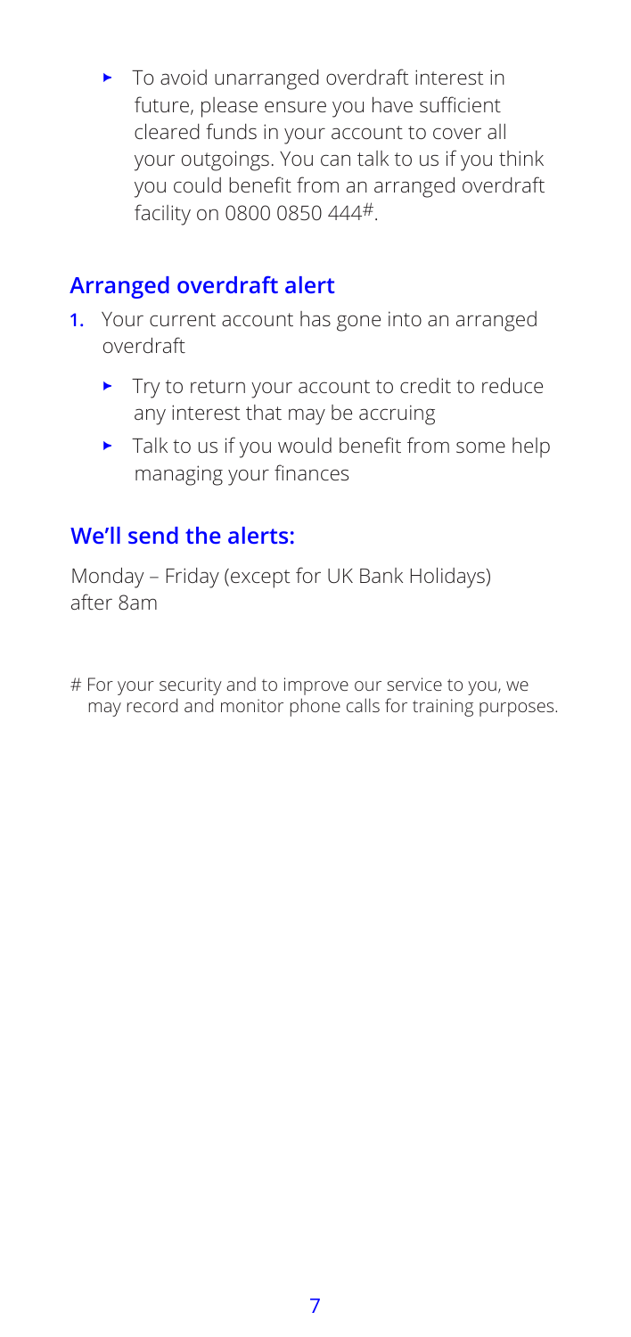- To avoid unarranged overdraft interest in future, please ensure you have sufficient cleared funds in your account to cover all your outgoings. You can talk to us if you think you could benefit from an arranged overdraft facility on 0800 0850 444#.

## Arranged overdraft alert

1. Your current account has gone into an arranged overdraft
   - Try to return your account to credit to reduce any interest that may be accruing
   - Talk to us if you would benefit from some help managing your finances

## We'll send the alerts:

Monday – Friday (except for UK Bank Holidays) after 8am

# For your security and to improve our service to you, we may record and monitor phone calls for training purposes.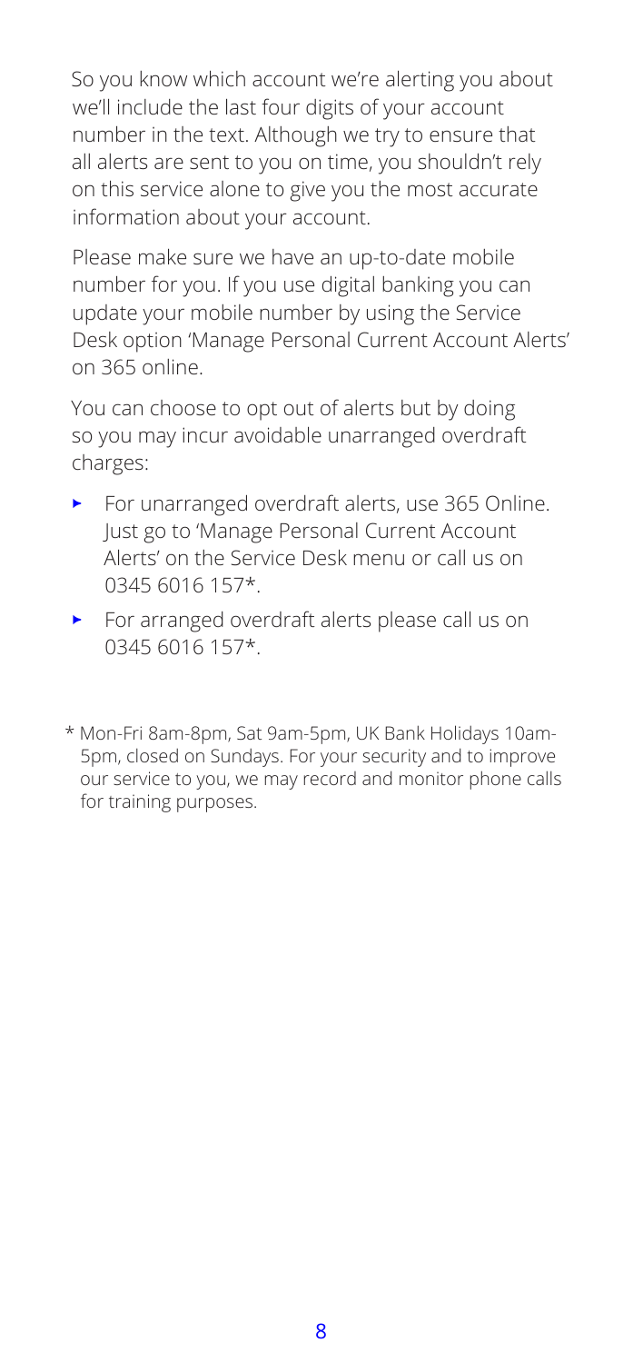So you know which account we're alerting you about we'll include the last four digits of your account number in the text. Although we try to ensure that all alerts are sent to you on time, you shouldn't rely on this service alone to give you the most accurate information about your account.

Please make sure we have an up-to-date mobile number for you. If you use digital banking you can update your mobile number by using the Service Desk option 'Manage Personal Current Account Alerts' on 365 online.

You can choose to opt out of alerts but by doing so you may incur avoidable unarranged overdraft charges:

- For unarranged overdraft alerts, use 365 Online. Just go to 'Manage Personal Current Account Alerts' on the Service Desk menu or call us on 0345 6016 157*.
- For arranged overdraft alerts please call us on 0345 6016 157*.

\* Mon-Fri 8am-8pm, Sat 9am-5pm, UK Bank Holidays 10am-5pm, closed on Sundays. For your security and to improve our service to you, we may record and monitor phone calls for training purposes.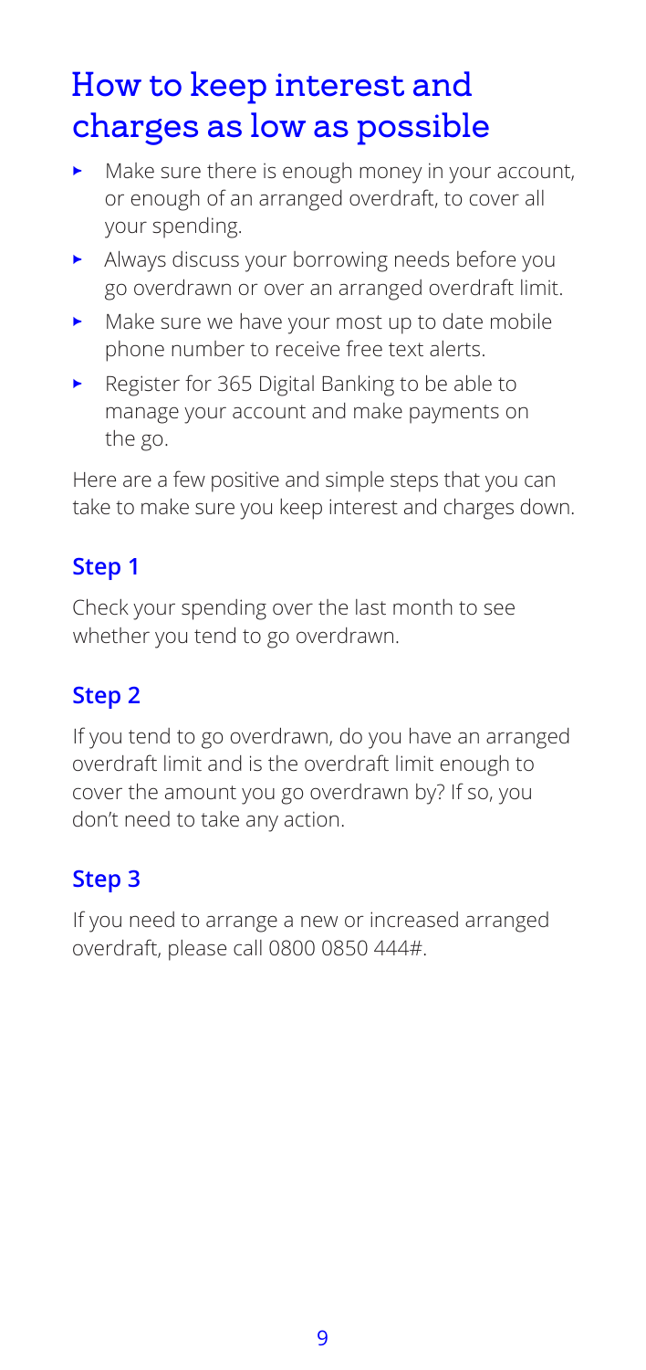# How to keep interest and charges as low as possible

- Make sure there is enough money in your account, or enough of an arranged overdraft, to cover all your spending.
- Always discuss your borrowing needs before you go overdrawn or over an arranged overdraft limit.
- Make sure we have your most up to date mobile phone number to receive free text alerts.
- Register for 365 Digital Banking to be able to manage your account and make payments on the go.

Here are a few positive and simple steps that you can take to make sure you keep interest and charges down.

## Step 1

Check your spending over the last month to see whether you tend to go overdrawn.

## Step 2

If you tend to go overdrawn, do you have an arranged overdraft limit and is the overdraft limit enough to cover the amount you go overdrawn by? If so, you don't need to take any action.

## Step 3

If you need to arrange a new or increased arranged overdraft, please call 0800 0850 444#.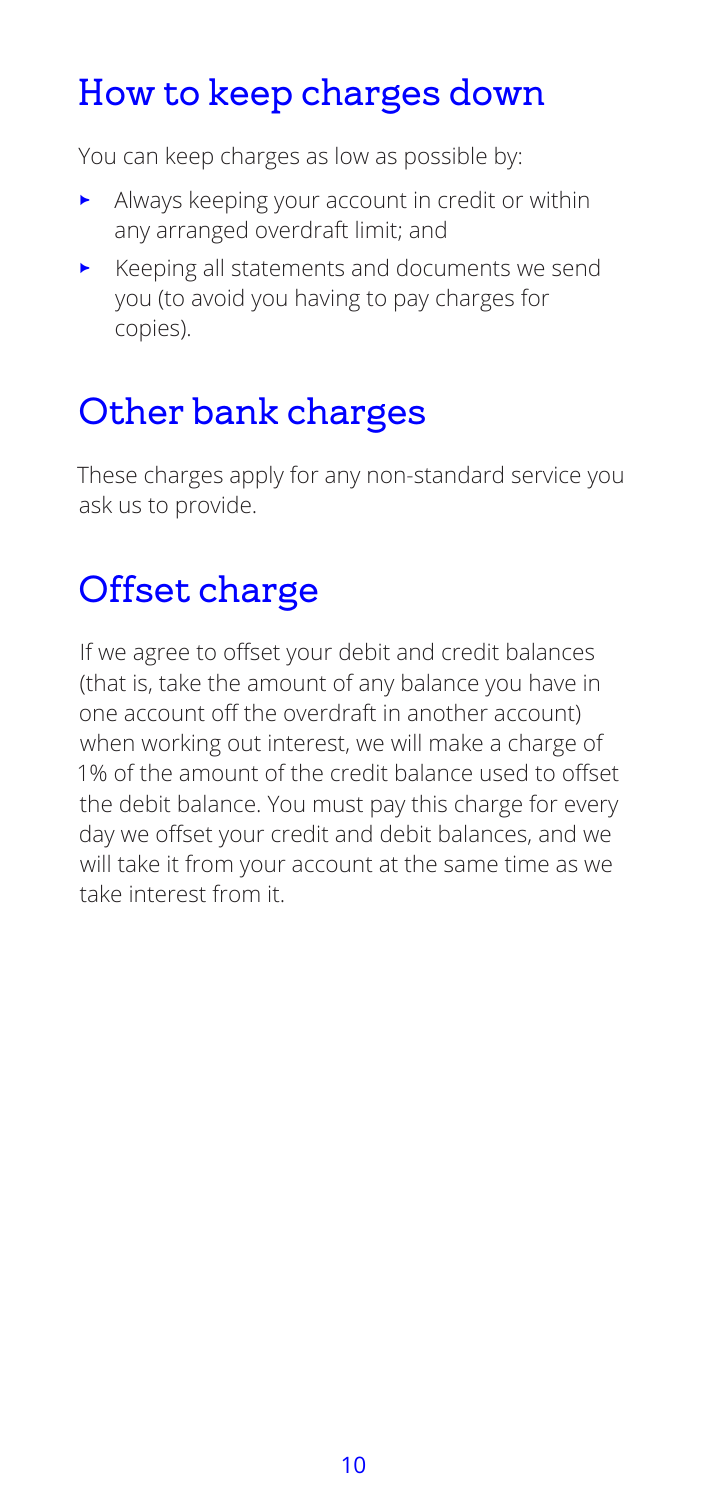## How to keep charges down

You can keep charges as low as possible by:

- Always keeping your account in credit or within any arranged overdraft limit; and
- Keeping all statements and documents we send you (to avoid you having to pay charges for copies).

## Other bank charges

These charges apply for any non-standard service you ask us to provide.

## Offset charge

If we agree to offset your debit and credit balances (that is, take the amount of any balance you have in one account off the overdraft in another account) when working out interest, we will make a charge of 1% of the amount of the credit balance used to offset the debit balance. You must pay this charge for every day we offset your credit and debit balances, and we will take it from your account at the same time as we take interest from it.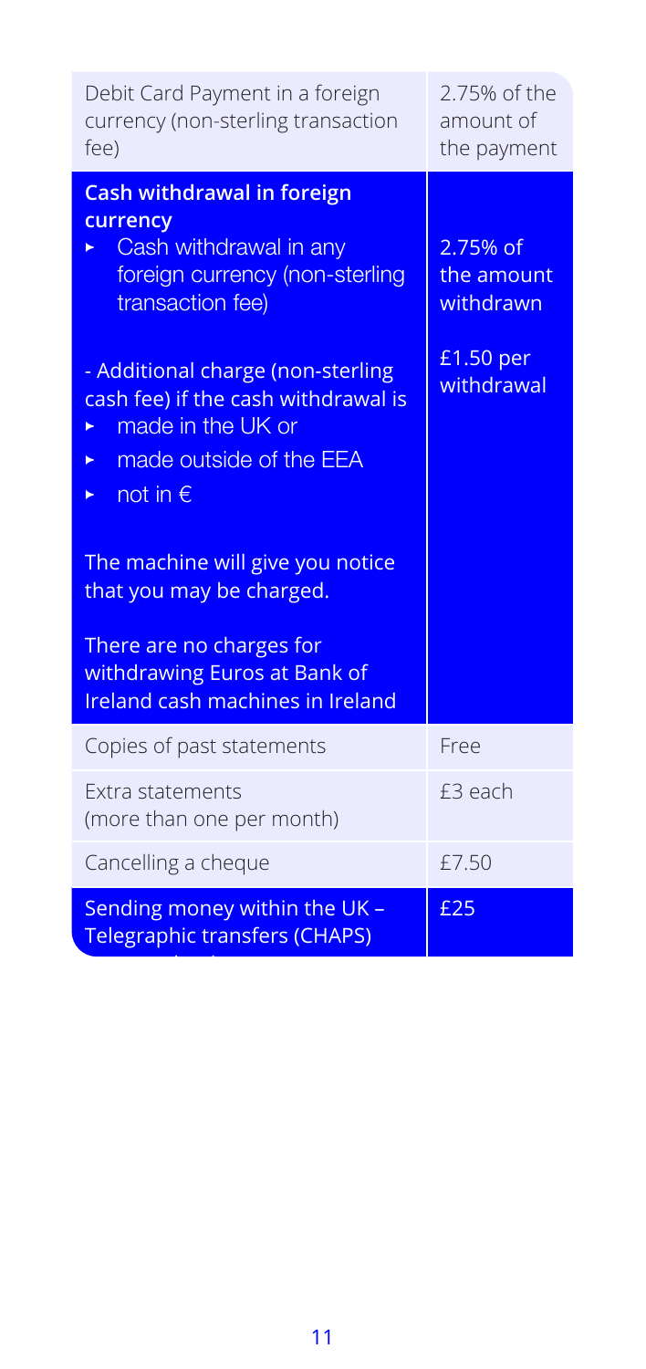| | |
|---|---|
| Debit Card Payment in a foreign currency (non-sterling transaction fee) | 2.75% of the amount of the payment |
| **Cash withdrawal in foreign currency**<br>▸ Cash withdrawal in any foreign currency (non-sterling transaction fee)<br><br>- Additional charge (non-sterling cash fee) if the cash withdrawal is<br>▸ made in the UK or<br>▸ made outside of the EEA<br>▸ not in €<br><br>The machine will give you notice that you may be charged.<br><br>There are no charges for withdrawing Euros at Bank of Ireland cash machines in Ireland | 2.75% of the amount withdrawn<br><br>£1.50 per withdrawal |
| Copies of past statements | Free |
| Extra statements (more than one per month) | £3 each |
| Cancelling a cheque | £7.50 |
| Sending money within the UK – Telegraphic transfers (CHAPS) | £25 |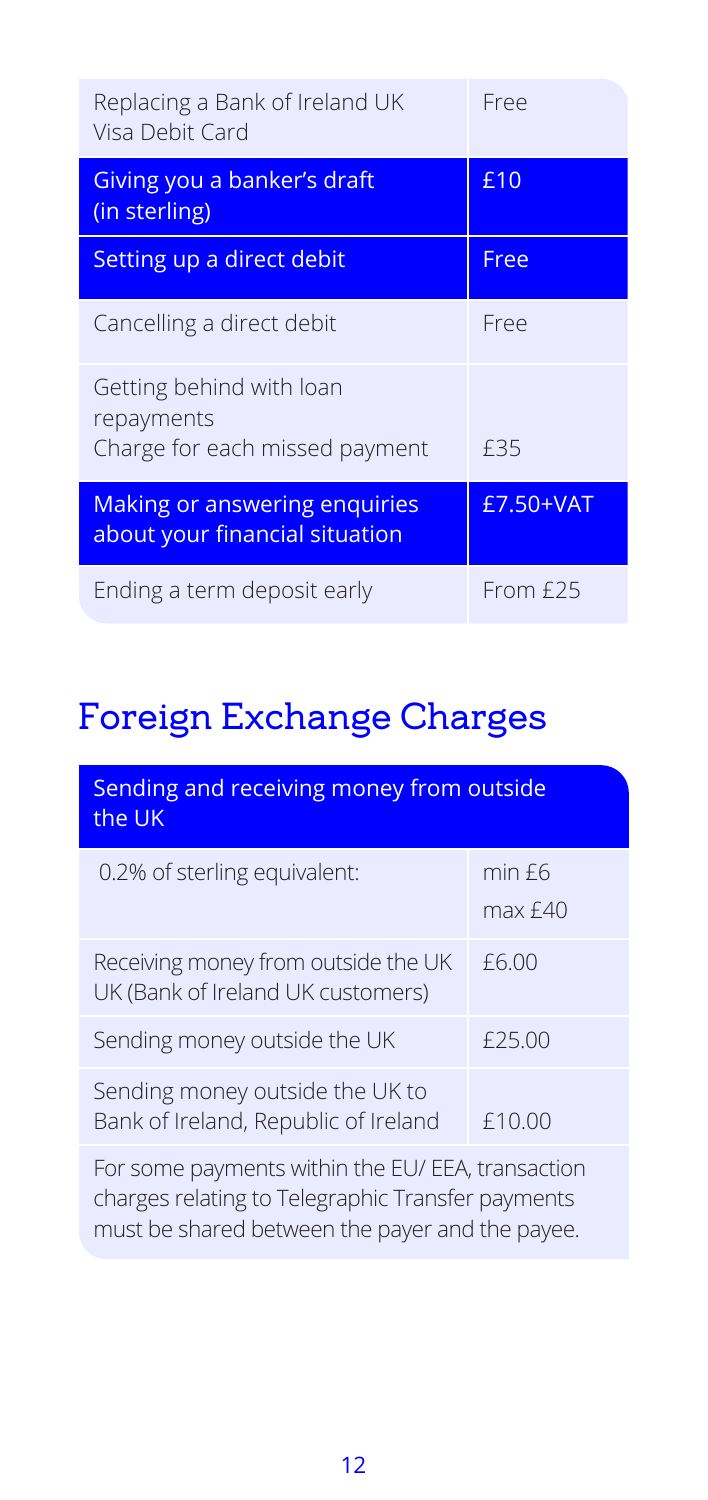| | |
|---|---|
| Replacing a Bank of Ireland UK Visa Debit Card | Free |
| Giving you a banker's draft (in sterling) | £10 |
| Setting up a direct debit | Free |
| Cancelling a direct debit | Free |
| Getting behind with loan repayments<br>Charge for each missed payment | £35 |
| Making or answering enquiries about your financial situation | £7.50+VAT |
| Ending a term deposit early | From £25 |

## Foreign Exchange Charges

| Sending and receiving money from outside the UK | |
|---|---|
| 0.2% of sterling equivalent: | min £6<br>max £40 |
| Receiving money from outside the UK UK (Bank of Ireland UK customers) | £6.00 |
| Sending money outside the UK | £25.00 |
| Sending money outside the UK to Bank of Ireland, Republic of Ireland | £10.00 |
| For some payments within the EU/ EEA, transaction charges relating to Telegraphic Transfer payments must be shared between the payer and the payee. | |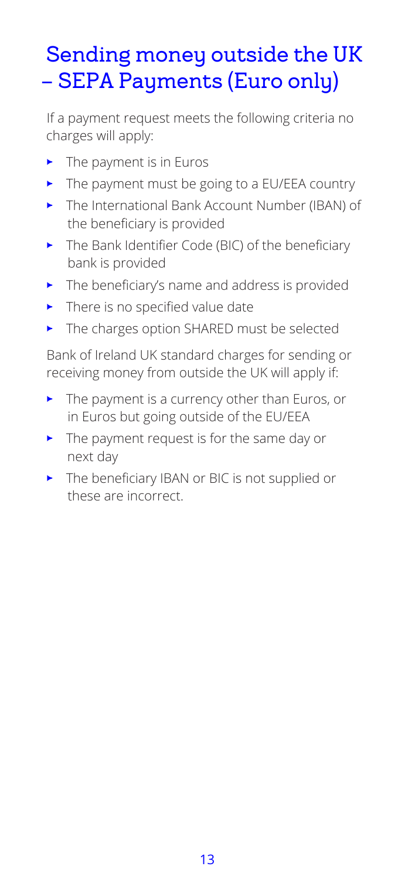# Sending money outside the UK – SEPA Payments (Euro only)

If a payment request meets the following criteria no charges will apply:

- The payment is in Euros
- The payment must be going to a EU/EEA country
- The International Bank Account Number (IBAN) of the beneficiary is provided
- The Bank Identifier Code (BIC) of the beneficiary bank is provided
- The beneficiary's name and address is provided
- There is no specified value date
- The charges option SHARED must be selected

Bank of Ireland UK standard charges for sending or receiving money from outside the UK will apply if:

- The payment is a currency other than Euros, or in Euros but going outside of the EU/EEA
- The payment request is for the same day or next day
- The beneficiary IBAN or BIC is not supplied or these are incorrect.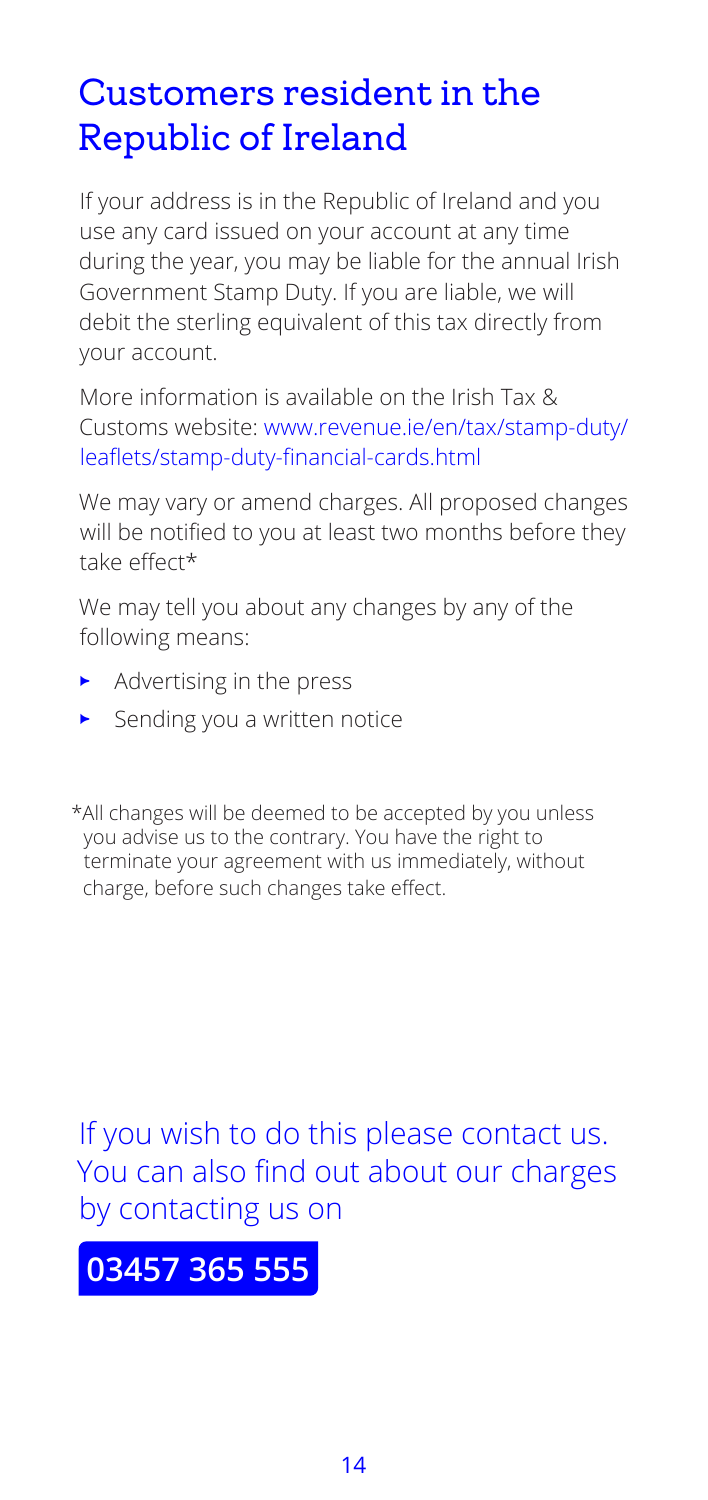# Customers resident in the Republic of Ireland

If your address is in the Republic of Ireland and you use any card issued on your account at any time during the year, you may be liable for the annual Irish Government Stamp Duty. If you are liable, we will debit the sterling equivalent of this tax directly from your account.

More information is available on the Irish Tax & Customs website: www.revenue.ie/en/tax/stamp-duty/leaflets/stamp-duty-financial-cards.html

We may vary or amend charges. All proposed changes will be notified to you at least two months before they take effect*

We may tell you about any changes by any of the following means:

- Advertising in the press
- Sending you a written notice

*All changes will be deemed to be accepted by you unless you advise us to the contrary. You have the right to terminate your agreement with us immediately, without charge, before such changes take effect.

If you wish to do this please contact us. You can also find out about our charges by contacting us on

**03457 365 555**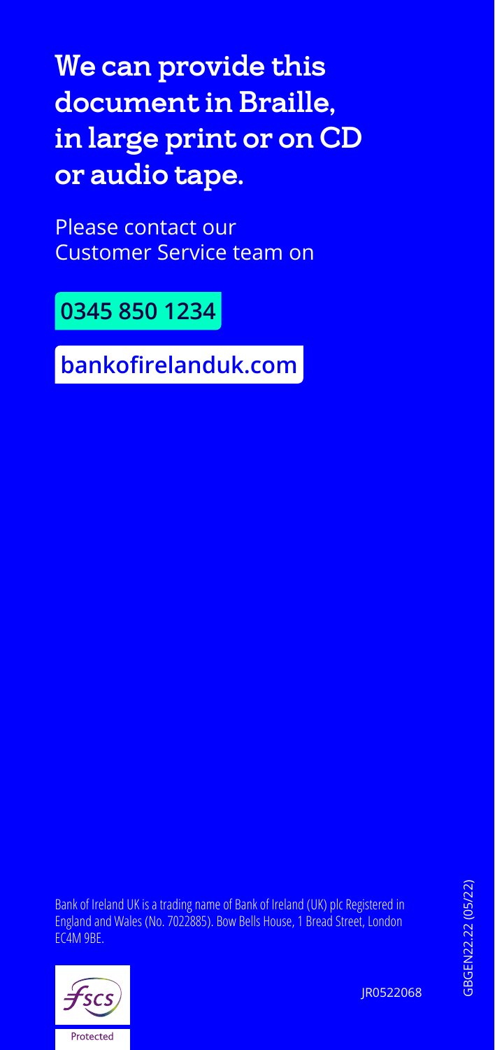# We can provide this document in Braille, in large print or on CD or audio tape.

Please contact our Customer Service team on

**0345 850 1234**

**bankofirelanduk.com**

Bank of Ireland UK is a trading name of Bank of Ireland (UK) plc Registered in England and Wales (No. 7022885). Bow Bells House, 1 Bread Street, London EC4M 9BE.

fscs Protected

JR0522068

GBGEN22.22 (05/22)